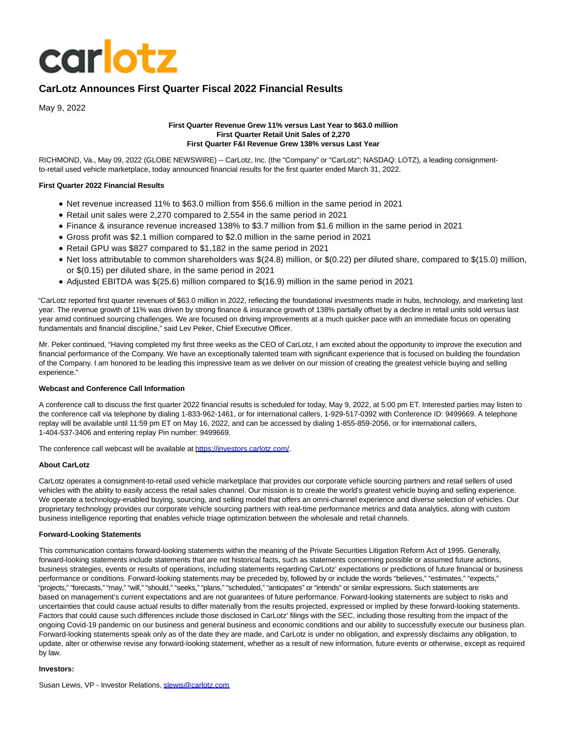carlotz

# CarLotz Announces First Quarter Fiscal 2022 Financial Results

May 9, 2022

**First Quarter Revenue Grew 11% versus Last Year to $63.0 million**
**First Quarter Retail Unit Sales of 2,270**
**First Quarter F&I Revenue Grew 138% versus Last Year**

RICHMOND, Va., May 09, 2022 (GLOBE NEWSWIRE) -- CarLotz, Inc. (the "Company" or "CarLotz"; NASDAQ: LOTZ), a leading consignment-to-retail used vehicle marketplace, today announced financial results for the first quarter ended March 31, 2022.

**First Quarter 2022 Financial Results**

- Net revenue increased 11% to $63.0 million from $56.6 million in the same period in 2021
- Retail unit sales were 2,270 compared to 2,554 in the same period in 2021
- Finance & insurance revenue increased 138% to $3.7 million from $1.6 million in the same period in 2021
- Gross profit was $2.1 million compared to $2.0 million in the same period in 2021
- Retail GPU was $827 compared to $1,182 in the same period in 2021
- Net loss attributable to common shareholders was $(24.8) million, or $(0.22) per diluted share, compared to $(15.0) million, or $(0.15) per diluted share, in the same period in 2021
- Adjusted EBITDA was $(25.6) million compared to $(16.9) million in the same period in 2021

"CarLotz reported first quarter revenues of $63.0 million in 2022, reflecting the foundational investments made in hubs, technology, and marketing last year. The revenue growth of 11% was driven by strong finance & insurance growth of 138% partially offset by a decline in retail units sold versus last year amid continued sourcing challenges. We are focused on driving improvements at a much quicker pace with an immediate focus on operating fundamentals and financial discipline," said Lev Peker, Chief Executive Officer.

Mr. Peker continued, "Having completed my first three weeks as the CEO of CarLotz, I am excited about the opportunity to improve the execution and financial performance of the Company. We have an exceptionally talented team with significant experience that is focused on building the foundation of the Company. I am honored to be leading this impressive team as we deliver on our mission of creating the greatest vehicle buying and selling experience."

**Webcast and Conference Call Information**

A conference call to discuss the first quarter 2022 financial results is scheduled for today, May 9, 2022, at 5:00 pm ET. Interested parties may listen to the conference call via telephone by dialing 1-833-962-1461, or for international callers, 1-929-517-0392 with Conference ID: 9499669. A telephone replay will be available until 11:59 pm ET on May 16, 2022, and can be accessed by dialing 1-855-859-2056, or for international callers, 1-404-537-3406 and entering replay Pin number: 9499669.

The conference call webcast will be available at https://investors.carlotz.com/.

**About CarLotz**

CarLotz operates a consignment-to-retail used vehicle marketplace that provides our corporate vehicle sourcing partners and retail sellers of used vehicles with the ability to easily access the retail sales channel. Our mission is to create the world's greatest vehicle buying and selling experience. We operate a technology-enabled buying, sourcing, and selling model that offers an omni-channel experience and diverse selection of vehicles. Our proprietary technology provides our corporate vehicle sourcing partners with real-time performance metrics and data analytics, along with custom business intelligence reporting that enables vehicle triage optimization between the wholesale and retail channels.

**Forward-Looking Statements**

This communication contains forward-looking statements within the meaning of the Private Securities Litigation Reform Act of 1995. Generally, forward-looking statements include statements that are not historical facts, such as statements concerning possible or assumed future actions, business strategies, events or results of operations, including statements regarding CarLotz' expectations or predictions of future financial or business performance or conditions. Forward-looking statements may be preceded by, followed by or include the words "believes," "estimates," "expects," "projects," "forecasts," "may," "will," "should," "seeks," "plans," "scheduled," "anticipates" or "intends" or similar expressions. Such statements are based on management's current expectations and are not guarantees of future performance. Forward-looking statements are subject to risks and uncertainties that could cause actual results to differ materially from the results projected, expressed or implied by these forward-looking statements. Factors that could cause such differences include those disclosed in CarLotz' filings with the SEC, including those resulting from the impact of the ongoing Covid-19 pandemic on our business and general business and economic conditions and our ability to successfully execute our business plan. Forward-looking statements speak only as of the date they are made, and CarLotz is under no obligation, and expressly disclaims any obligation, to update, alter or otherwise revise any forward-looking statement, whether as a result of new information, future events or otherwise, except as required by law.

**Investors:**

Susan Lewis, VP - Investor Relations, slewis@carlotz.com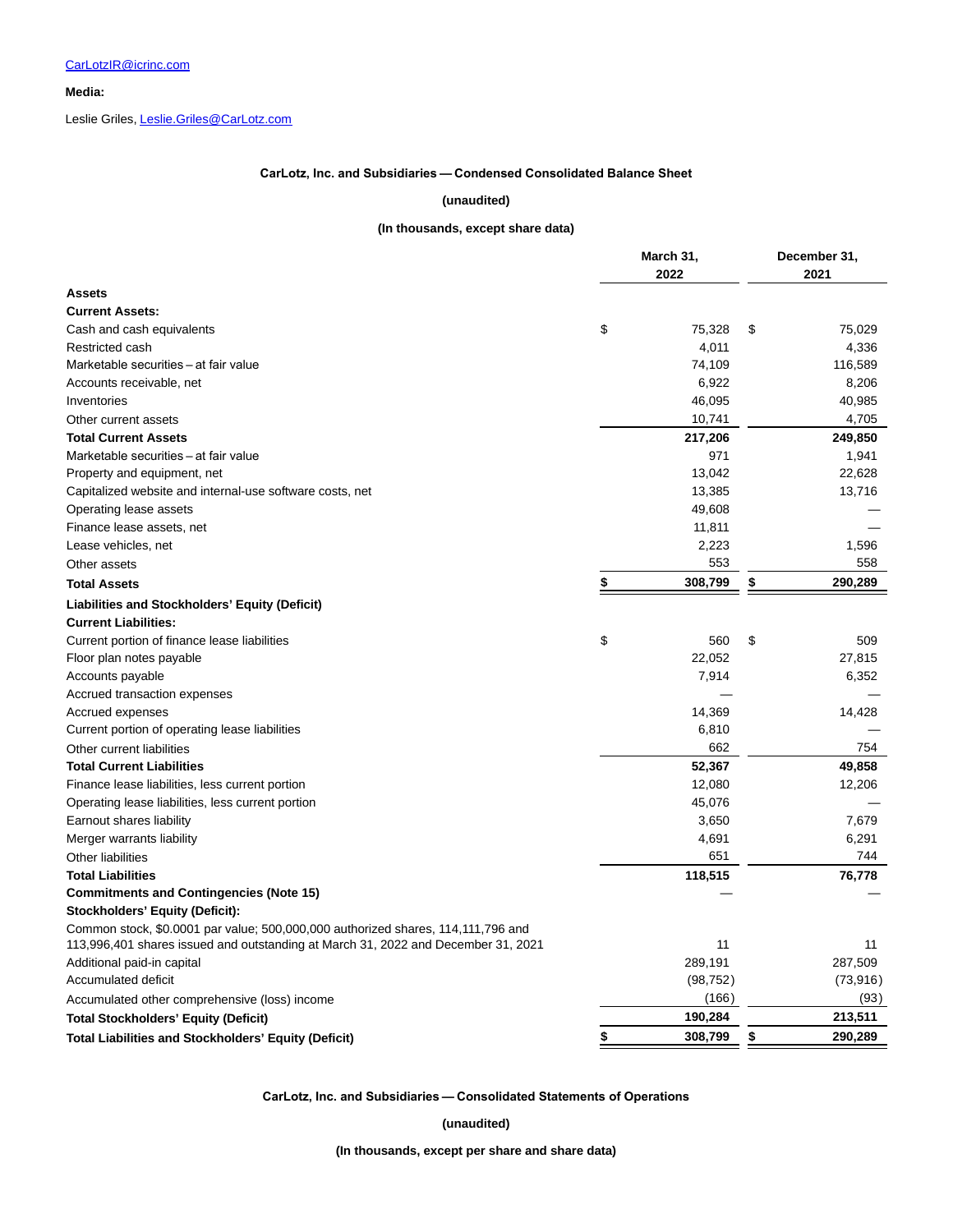CarLotzIR@icrinc.com

**Media:**

Leslie Griles, Leslie.Griles@CarLotz.com

**CarLotz, Inc. and Subsidiaries — Condensed Consolidated Balance Sheet**

**(unaudited)**

**(In thousands, except share data)**

| | March 31, 2022 | December 31, 2021 |
|---|---|---|
| **Assets** | | |
| **Current Assets:** | | |
| Cash and cash equivalents | $ 75,328 | $ 75,029 |
| Restricted cash | 4,011 | 4,336 |
| Marketable securities – at fair value | 74,109 | 116,589 |
| Accounts receivable, net | 6,922 | 8,206 |
| Inventories | 46,095 | 40,985 |
| Other current assets | 10,741 | 4,705 |
| **Total Current Assets** | **217,206** | **249,850** |
| Marketable securities – at fair value | 971 | 1,941 |
| Property and equipment, net | 13,042 | 22,628 |
| Capitalized website and internal-use software costs, net | 13,385 | 13,716 |
| Operating lease assets | 49,608 | — |
| Finance lease assets, net | 11,811 | — |
| Lease vehicles, net | 2,223 | 1,596 |
| Other assets | 553 | 558 |
| **Total Assets** | **$ 308,799** | **$ 290,289** |
| **Liabilities and Stockholders' Equity (Deficit)** | | |
| **Current Liabilities:** | | |
| Current portion of finance lease liabilities | $ 560 | $ 509 |
| Floor plan notes payable | 22,052 | 27,815 |
| Accounts payable | 7,914 | 6,352 |
| Accrued transaction expenses | — | — |
| Accrued expenses | 14,369 | 14,428 |
| Current portion of operating lease liabilities | 6,810 | — |
| Other current liabilities | 662 | 754 |
| **Total Current Liabilities** | **52,367** | **49,858** |
| Finance lease liabilities, less current portion | 12,080 | 12,206 |
| Operating lease liabilities, less current portion | 45,076 | — |
| Earnout shares liability | 3,650 | 7,679 |
| Merger warrants liability | 4,691 | 6,291 |
| Other liabilities | 651 | 744 |
| **Total Liabilities** | **118,515** | **76,778** |
| **Commitments and Contingencies (Note 15)** | — | — |
| **Stockholders' Equity (Deficit):** | | |
| Common stock, $0.0001 par value; 500,000,000 authorized shares, 114,111,796 and 113,996,401 shares issued and outstanding at March 31, 2022 and December 31, 2021 | 11 | 11 |
| Additional paid-in capital | 289,191 | 287,509 |
| Accumulated deficit | (98,752) | (73,916) |
| Accumulated other comprehensive (loss) income | (166) | (93) |
| **Total Stockholders' Equity (Deficit)** | **190,284** | **213,511** |
| **Total Liabilities and Stockholders' Equity (Deficit)** | **$ 308,799** | **$ 290,289** |

**CarLotz, Inc. and Subsidiaries — Consolidated Statements of Operations**

**(unaudited)**

**(In thousands, except per share and share data)**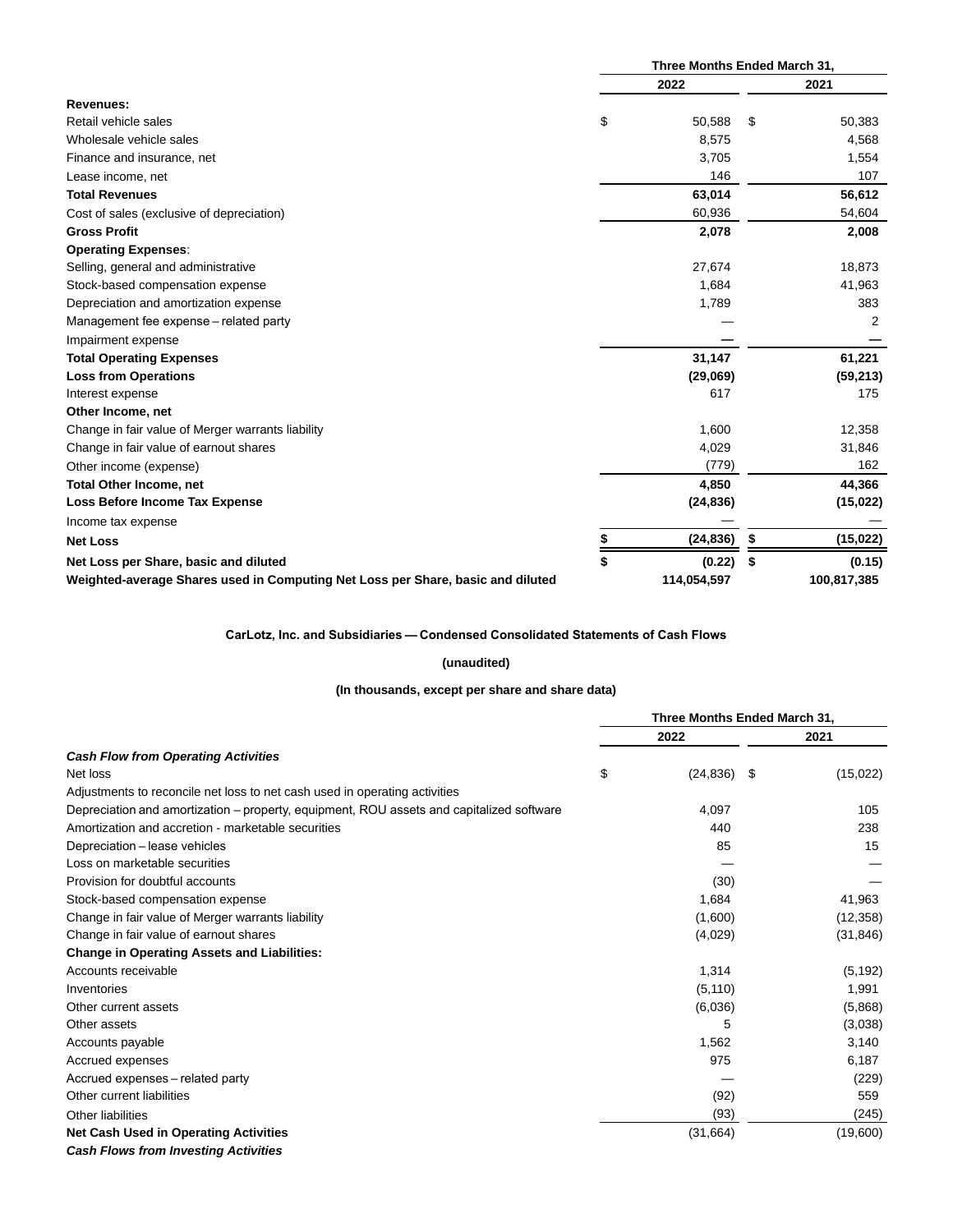| | Three Months Ended March 31, | |
|---|---|---|
| | 2022 | 2021 |
| **Revenues:** | | |
| Retail vehicle sales | $ 50,588 | $ 50,383 |
| Wholesale vehicle sales | 8,575 | 4,568 |
| Finance and insurance, net | 3,705 | 1,554 |
| Lease income, net | 146 | 107 |
| **Total Revenues** | **63,014** | **56,612** |
| Cost of sales (exclusive of depreciation) | 60,936 | 54,604 |
| **Gross Profit** | **2,078** | **2,008** |
| **Operating Expenses**: | | |
| Selling, general and administrative | 27,674 | 18,873 |
| Stock-based compensation expense | 1,684 | 41,963 |
| Depreciation and amortization expense | 1,789 | 383 |
| Management fee expense – related party | — | 2 |
| Impairment expense | — | — |
| **Total Operating Expenses** | **31,147** | **61,221** |
| **Loss from Operations** | **(29,069)** | **(59,213)** |
| Interest expense | 617 | 175 |
| **Other Income, net** | | |
| Change in fair value of Merger warrants liability | 1,600 | 12,358 |
| Change in fair value of earnout shares | 4,029 | 31,846 |
| Other income (expense) | (779) | 162 |
| **Total Other Income, net** | **4,850** | **44,366** |
| **Loss Before Income Tax Expense** | **(24,836)** | **(15,022)** |
| Income tax expense | — | — |
| **Net Loss** | **$ (24,836)** | **$ (15,022)** |
| **Net Loss per Share, basic and diluted** | **$ (0.22)** | **$ (0.15)** |
| **Weighted-average Shares used in Computing Net Loss per Share, basic and diluted** | **114,054,597** | **100,817,385** |

**CarLotz, Inc. and Subsidiaries — Condensed Consolidated Statements of Cash Flows**

**(unaudited)**

**(In thousands, except per share and share data)**

| | Three Months Ended March 31, | |
|---|---|---|
| | 2022 | 2021 |
| ***Cash Flow from Operating Activities*** | | |
| Net loss | $ (24,836) | $ (15,022) |
| Adjustments to reconcile net loss to net cash used in operating activities | | |
| Depreciation and amortization – property, equipment, ROU assets and capitalized software | 4,097 | 105 |
| Amortization and accretion - marketable securities | 440 | 238 |
| Depreciation – lease vehicles | 85 | 15 |
| Loss on marketable securities | — | — |
| Provision for doubtful accounts | (30) | — |
| Stock-based compensation expense | 1,684 | 41,963 |
| Change in fair value of Merger warrants liability | (1,600) | (12,358) |
| Change in fair value of earnout shares | (4,029) | (31,846) |
| **Change in Operating Assets and Liabilities:** | | |
| Accounts receivable | 1,314 | (5,192) |
| Inventories | (5,110) | 1,991 |
| Other current assets | (6,036) | (5,868) |
| Other assets | 5 | (3,038) |
| Accounts payable | 1,562 | 3,140 |
| Accrued expenses | 975 | 6,187 |
| Accrued expenses – related party | — | (229) |
| Other current liabilities | (92) | 559 |
| Other liabilities | (93) | (245) |
| **Net Cash Used in Operating Activities** | (31,664) | (19,600) |
| ***Cash Flows from Investing Activities*** | | |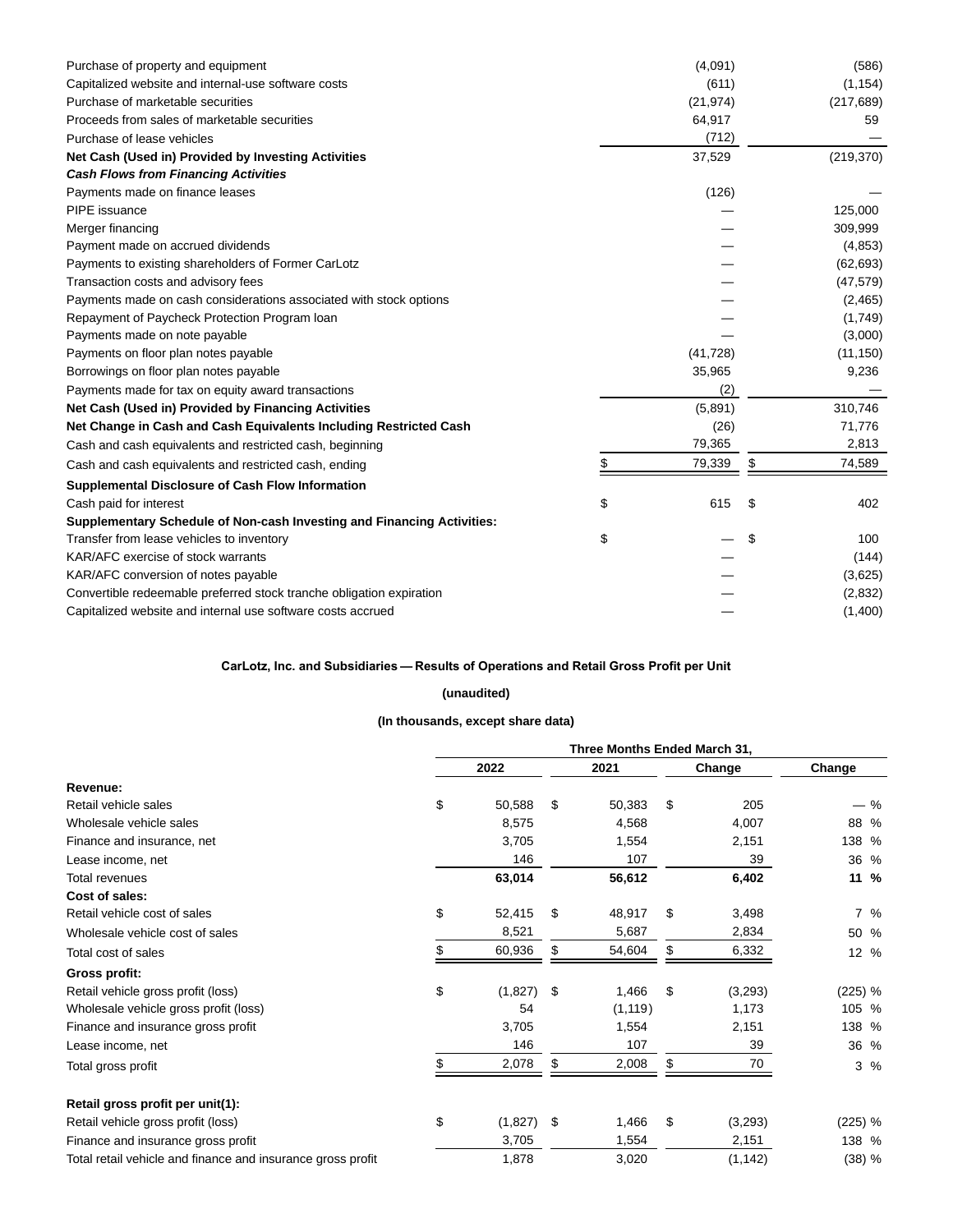| | | |
|---|---|---|
| Purchase of property and equipment | (4,091) | (586) |
| Capitalized website and internal-use software costs | (611) | (1,154) |
| Purchase of marketable securities | (21,974) | (217,689) |
| Proceeds from sales of marketable securities | 64,917 | 59 |
| Purchase of lease vehicles | (712) | — |
| **Net Cash (Used in) Provided by Investing Activities** | 37,529 | (219,370) |
| ***Cash Flows from Financing Activities*** | | |
| Payments made on finance leases | (126) | — |
| PIPE issuance | — | 125,000 |
| Merger financing | — | 309,999 |
| Payment made on accrued dividends | — | (4,853) |
| Payments to existing shareholders of Former CarLotz | — | (62,693) |
| Transaction costs and advisory fees | — | (47,579) |
| Payments made on cash considerations associated with stock options | — | (2,465) |
| Repayment of Paycheck Protection Program loan | — | (1,749) |
| Payments made on note payable | — | (3,000) |
| Payments on floor plan notes payable | (41,728) | (11,150) |
| Borrowings on floor plan notes payable | 35,965 | 9,236 |
| Payments made for tax on equity award transactions | (2) | — |
| **Net Cash (Used in) Provided by Financing Activities** | (5,891) | 310,746 |
| **Net Change in Cash and Cash Equivalents Including Restricted Cash** | (26) | 71,776 |
| Cash and cash equivalents and restricted cash, beginning | 79,365 | 2,813 |
| Cash and cash equivalents and restricted cash, ending | $ 79,339 | $ 74,589 |
| **Supplemental Disclosure of Cash Flow Information** | | |
| Cash paid for interest | $ 615 | $ 402 |
| **Supplementary Schedule of Non-cash Investing and Financing Activities:** | | |
| Transfer from lease vehicles to inventory | $ — | $ 100 |
| KAR/AFC exercise of stock warrants | — | (144) |
| KAR/AFC conversion of notes payable | — | (3,625) |
| Convertible redeemable preferred stock tranche obligation expiration | — | (2,832) |
| Capitalized website and internal use software costs accrued | — | (1,400) |

**CarLotz, Inc. and Subsidiaries — Results of Operations and Retail Gross Profit per Unit**

**(unaudited)**

**(In thousands, except share data)**

| | Three Months Ended March 31, | | | |
|---|---|---|---|---|
| | 2022 | 2021 | Change | Change |
| **Revenue:** | | | | |
| Retail vehicle sales | $ 50,588 | $ 50,383 | $ 205 | — % |
| Wholesale vehicle sales | 8,575 | 4,568 | 4,007 | 88 % |
| Finance and insurance, net | 3,705 | 1,554 | 2,151 | 138 % |
| Lease income, net | 146 | 107 | 39 | 36 % |
| Total revenues | **63,014** | **56,612** | **6,402** | **11 %** |
| **Cost of sales:** | | | | |
| Retail vehicle cost of sales | $ 52,415 | $ 48,917 | $ 3,498 | 7 % |
| Wholesale vehicle cost of sales | 8,521 | 5,687 | 2,834 | 50 % |
| Total cost of sales | $ 60,936 | $ 54,604 | $ 6,332 | 12 % |
| **Gross profit:** | | | | |
| Retail vehicle gross profit (loss) | $ (1,827) | $ 1,466 | $ (3,293) | (225) % |
| Wholesale vehicle gross profit (loss) | 54 | (1,119) | 1,173 | 105 % |
| Finance and insurance gross profit | 3,705 | 1,554 | 2,151 | 138 % |
| Lease income, net | 146 | 107 | 39 | 36 % |
| Total gross profit | $ 2,078 | $ 2,008 | $ 70 | 3 % |
| | | | | |
| **Retail gross profit per unit(1):** | | | | |
| Retail vehicle gross profit (loss) | $ (1,827) | $ 1,466 | $ (3,293) | (225) % |
| Finance and insurance gross profit | 3,705 | 1,554 | 2,151 | 138 % |
| Total retail vehicle and finance and insurance gross profit | 1,878 | 3,020 | (1,142) | (38) % |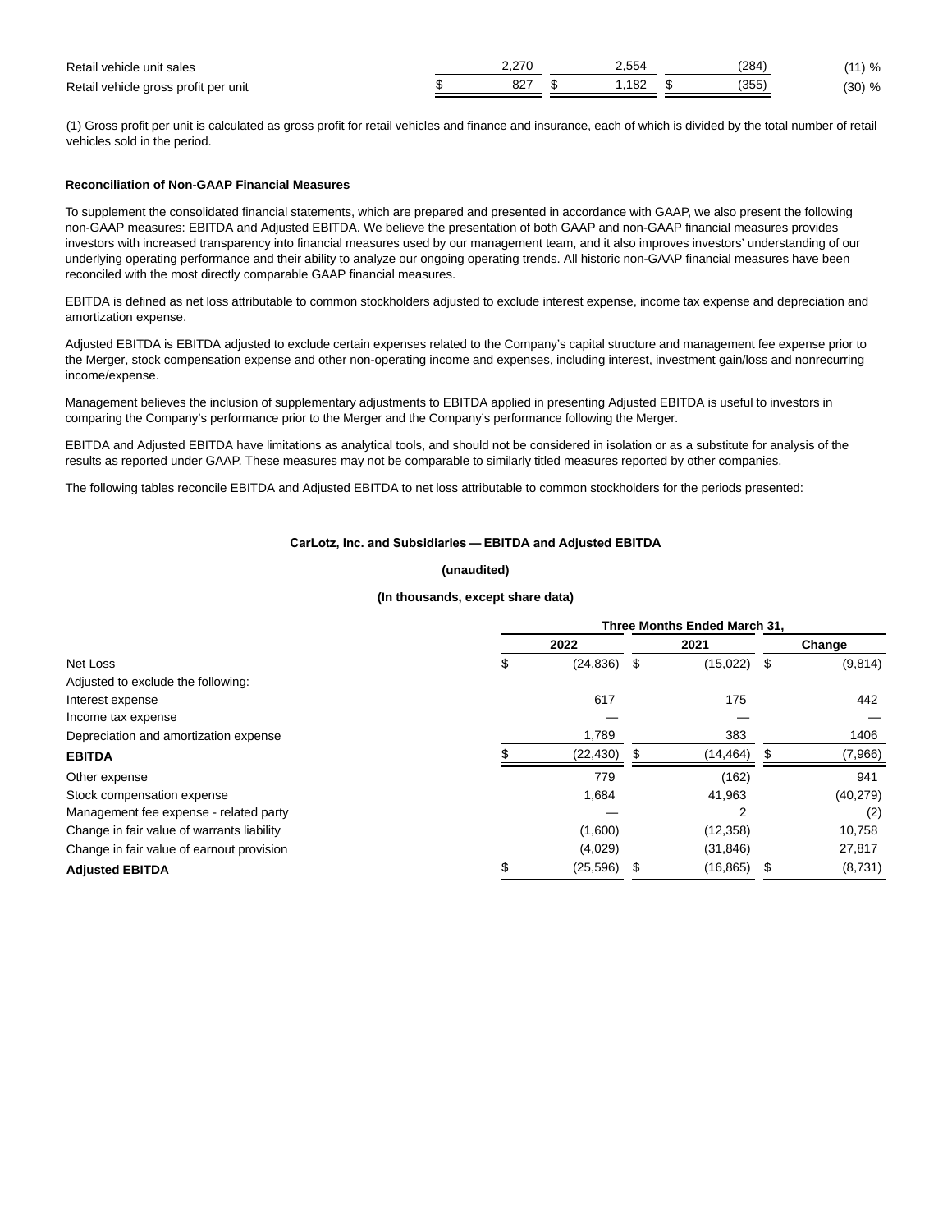| | | | | |
|---|---|---|---|---|
| Retail vehicle unit sales | 2,270 | 2,554 | (284) | (11) % |
| Retail vehicle gross profit per unit | $ 827 | $ 1,182 | $ (355) | (30) % |

(1) Gross profit per unit is calculated as gross profit for retail vehicles and finance and insurance, each of which is divided by the total number of retail vehicles sold in the period.

**Reconciliation of Non-GAAP Financial Measures**

To supplement the consolidated financial statements, which are prepared and presented in accordance with GAAP, we also present the following non-GAAP measures: EBITDA and Adjusted EBITDA. We believe the presentation of both GAAP and non-GAAP financial measures provides investors with increased transparency into financial measures used by our management team, and it also improves investors' understanding of our underlying operating performance and their ability to analyze our ongoing operating trends. All historic non-GAAP financial measures have been reconciled with the most directly comparable GAAP financial measures.

EBITDA is defined as net loss attributable to common stockholders adjusted to exclude interest expense, income tax expense and depreciation and amortization expense.

Adjusted EBITDA is EBITDA adjusted to exclude certain expenses related to the Company's capital structure and management fee expense prior to the Merger, stock compensation expense and other non-operating income and expenses, including interest, investment gain/loss and nonrecurring income/expense.

Management believes the inclusion of supplementary adjustments to EBITDA applied in presenting Adjusted EBITDA is useful to investors in comparing the Company's performance prior to the Merger and the Company's performance following the Merger.

EBITDA and Adjusted EBITDA have limitations as analytical tools, and should not be considered in isolation or as a substitute for analysis of the results as reported under GAAP. These measures may not be comparable to similarly titled measures reported by other companies.

The following tables reconcile EBITDA and Adjusted EBITDA to net loss attributable to common stockholders for the periods presented:

**CarLotz, Inc. and Subsidiaries — EBITDA and Adjusted EBITDA**

**(unaudited)**

**(In thousands, except share data)**

| | Three Months Ended March 31, | | |
|---|---|---|---|
| | 2022 | 2021 | Change |
| Net Loss | $ (24,836) | $ (15,022) | $ (9,814) |
| Adjusted to exclude the following: | | | |
| Interest expense | 617 | 175 | 442 |
| Income tax expense | — | — | — |
| Depreciation and amortization expense | 1,789 | 383 | 1406 |
| **EBITDA** | $ (22,430) | $ (14,464) | $ (7,966) |
| Other expense | 779 | (162) | 941 |
| Stock compensation expense | 1,684 | 41,963 | (40,279) |
| Management fee expense - related party | — | 2 | (2) |
| Change in fair value of warrants liability | (1,600) | (12,358) | 10,758 |
| Change in fair value of earnout provision | (4,029) | (31,846) | 27,817 |
| **Adjusted EBITDA** | $ (25,596) | $ (16,865) | $ (8,731) |